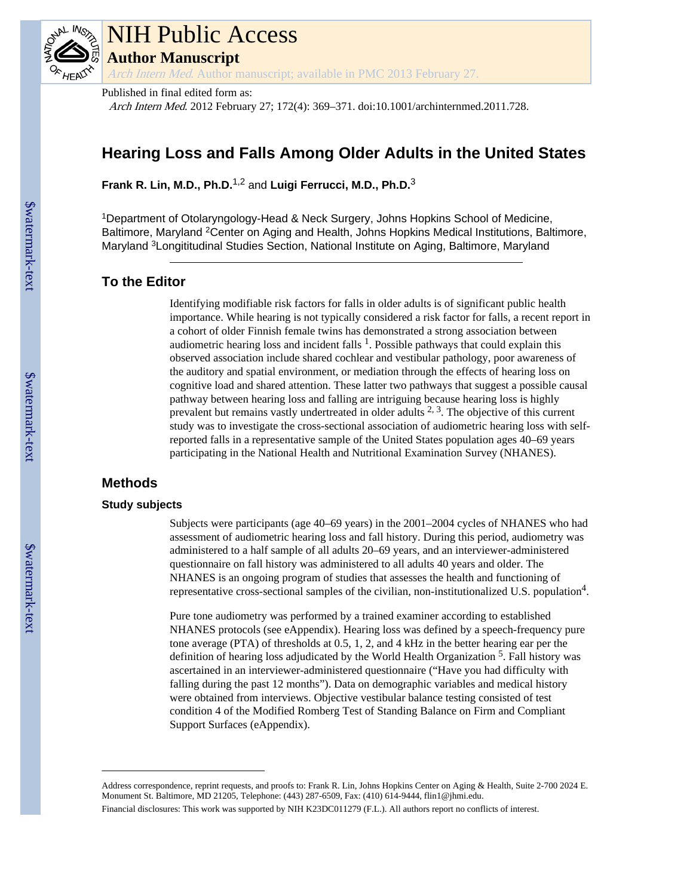# NIH Public Access

## Author Manuscript

*Arch Intern Med*. Author manuscript; available in PMC 2013 February 27.

Published in final edited form as:

*Arch Intern Med*. 2012 February 27; 172(4): 369–371. doi:10.1001/archinternmed.2011.728.

# Hearing Loss and Falls Among Older Adults in the United States

**Frank R. Lin, M.D., Ph.D.**[1,2] and **Luigi Ferrucci, M.D., Ph.D.**[3]

[1]Department of Otolaryngology-Head & Neck Surgery, Johns Hopkins School of Medicine, Baltimore, Maryland [2]Center on Aging and Health, Johns Hopkins Medical Institutions, Baltimore, Maryland [3]Longititudinal Studies Section, National Institute on Aging, Baltimore, Maryland

## To the Editor

Identifying modifiable risk factors for falls in older adults is of significant public health importance. While hearing is not typically considered a risk factor for falls, a recent report in a cohort of older Finnish female twins has demonstrated a strong association between audiometric hearing loss and incident falls [1]. Possible pathways that could explain this observed association include shared cochlear and vestibular pathology, poor awareness of the auditory and spatial environment, or mediation through the effects of hearing loss on cognitive load and shared attention. These latter two pathways that suggest a possible causal pathway between hearing loss and falling are intriguing because hearing loss is highly prevalent but remains vastly undertreated in older adults [2, 3]. The objective of this current study was to investigate the cross-sectional association of audiometric hearing loss with self-reported falls in a representative sample of the United States population ages 40–69 years participating in the National Health and Nutritional Examination Survey (NHANES).

## Methods

### Study subjects

Subjects were participants (age 40–69 years) in the 2001–2004 cycles of NHANES who had assessment of audiometric hearing loss and fall history. During this period, audiometry was administered to a half sample of all adults 20–69 years, and an interviewer-administered questionnaire on fall history was administered to all adults 40 years and older. The NHANES is an ongoing program of studies that assesses the health and functioning of representative cross-sectional samples of the civilian, non-institutionalized U.S. population[4].

Pure tone audiometry was performed by a trained examiner according to established NHANES protocols (see eAppendix). Hearing loss was defined by a speech-frequency pure tone average (PTA) of thresholds at 0.5, 1, 2, and 4 kHz in the better hearing ear per the definition of hearing loss adjudicated by the World Health Organization [5]. Fall history was ascertained in an interviewer-administered questionnaire ("Have you had difficulty with falling during the past 12 months"). Data on demographic variables and medical history were obtained from interviews. Objective vestibular balance testing consisted of test condition 4 of the Modified Romberg Test of Standing Balance on Firm and Compliant Support Surfaces (eAppendix).

---

Address correspondence, reprint requests, and proofs to: Frank R. Lin, Johns Hopkins Center on Aging & Health, Suite 2-700 2024 E. Monument St. Baltimore, MD 21205, Telephone: (443) 287-6509, Fax: (410) 614-9444, flin1@jhmi.edu.

Financial disclosures: This work was supported by NIH K23DC011279 (F.L.). All authors report no conflicts of interest.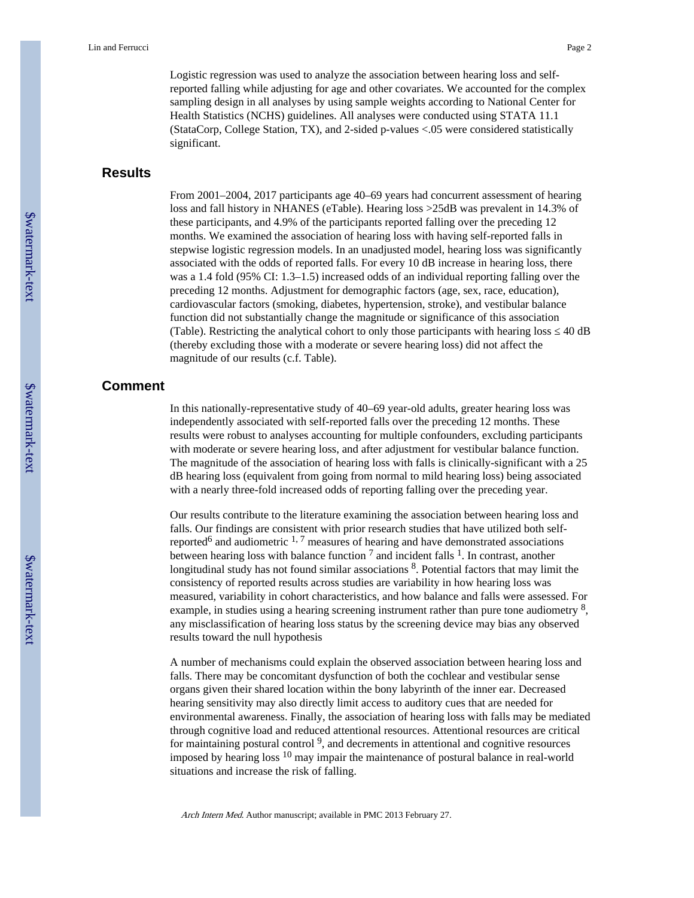Logistic regression was used to analyze the association between hearing loss and self-reported falling while adjusting for age and other covariates. We accounted for the complex sampling design in all analyses by using sample weights according to National Center for Health Statistics (NCHS) guidelines. All analyses were conducted using STATA 11.1 (StataCorp, College Station, TX), and 2-sided p-values <.05 were considered statistically significant.

## Results

From 2001–2004, 2017 participants age 40–69 years had concurrent assessment of hearing loss and fall history in NHANES (eTable). Hearing loss >25dB was prevalent in 14.3% of these participants, and 4.9% of the participants reported falling over the preceding 12 months. We examined the association of hearing loss with having self-reported falls in stepwise logistic regression models. In an unadjusted model, hearing loss was significantly associated with the odds of reported falls. For every 10 dB increase in hearing loss, there was a 1.4 fold (95% CI: 1.3–1.5) increased odds of an individual reporting falling over the preceding 12 months. Adjustment for demographic factors (age, sex, race, education), cardiovascular factors (smoking, diabetes, hypertension, stroke), and vestibular balance function did not substantially change the magnitude or significance of this association (Table). Restricting the analytical cohort to only those participants with hearing loss ≤ 40 dB (thereby excluding those with a moderate or severe hearing loss) did not affect the magnitude of our results (c.f. Table).

## Comment

In this nationally-representative study of 40–69 year-old adults, greater hearing loss was independently associated with self-reported falls over the preceding 12 months. These results were robust to analyses accounting for multiple confounders, excluding participants with moderate or severe hearing loss, and after adjustment for vestibular balance function. The magnitude of the association of hearing loss with falls is clinically-significant with a 25 dB hearing loss (equivalent from going from normal to mild hearing loss) being associated with a nearly three-fold increased odds of reporting falling over the preceding year.

Our results contribute to the literature examining the association between hearing loss and falls. Our findings are consistent with prior research studies that have utilized both self-reported[6] and audiometric [1, 7] measures of hearing and have demonstrated associations between hearing loss with balance function [7] and incident falls [1]. In contrast, another longitudinal study has not found similar associations [8]. Potential factors that may limit the consistency of reported results across studies are variability in how hearing loss was measured, variability in cohort characteristics, and how balance and falls were assessed. For example, in studies using a hearing screening instrument rather than pure tone audiometry [8], any misclassification of hearing loss status by the screening device may bias any observed results toward the null hypothesis

A number of mechanisms could explain the observed association between hearing loss and falls. There may be concomitant dysfunction of both the cochlear and vestibular sense organs given their shared location within the bony labyrinth of the inner ear. Decreased hearing sensitivity may also directly limit access to auditory cues that are needed for environmental awareness. Finally, the association of hearing loss with falls may be mediated through cognitive load and reduced attentional resources. Attentional resources are critical for maintaining postural control [9], and decrements in attentional and cognitive resources imposed by hearing loss [10] may impair the maintenance of postural balance in real-world situations and increase the risk of falling.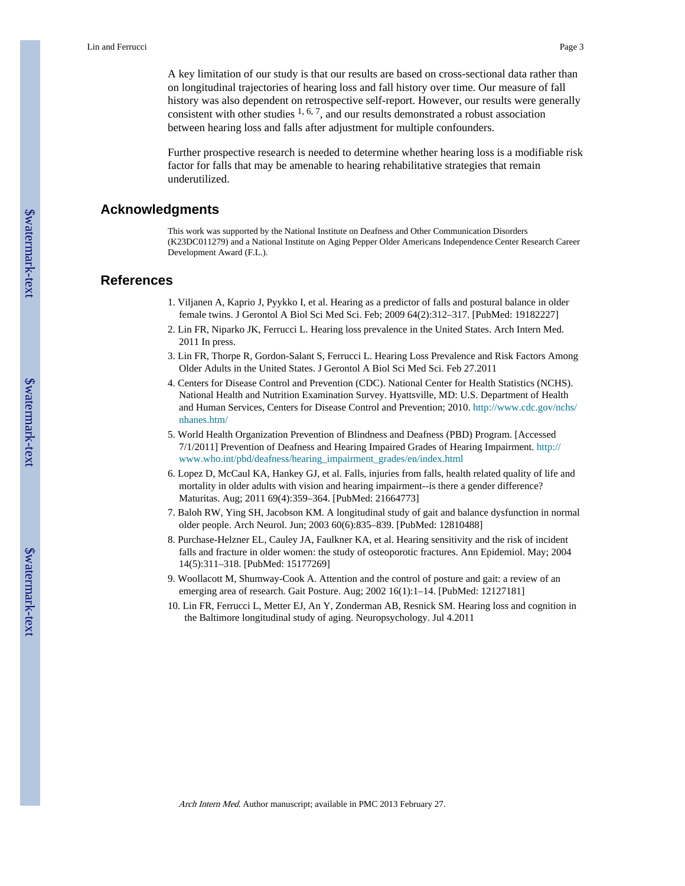A key limitation of our study is that our results are based on cross-sectional data rather than on longitudinal trajectories of hearing loss and fall history over time. Our measure of fall history was also dependent on retrospective self-report. However, our results were generally consistent with other studies [1, 6, 7], and our results demonstrated a robust association between hearing loss and falls after adjustment for multiple confounders.

Further prospective research is needed to determine whether hearing loss is a modifiable risk factor for falls that may be amenable to hearing rehabilitative strategies that remain underutilized.

## Acknowledgments

This work was supported by the National Institute on Deafness and Other Communication Disorders (K23DC011279) and a National Institute on Aging Pepper Older Americans Independence Center Research Career Development Award (F.L.).

## References

1. Viljanen A, Kaprio J, Pyykko I, et al. Hearing as a predictor of falls and postural balance in older female twins. J Gerontol A Biol Sci Med Sci. Feb; 2009 64(2):312–317. [PubMed: 19182227]
2. Lin FR, Niparko JK, Ferrucci L. Hearing loss prevalence in the United States. Arch Intern Med. 2011 In press.
3. Lin FR, Thorpe R, Gordon-Salant S, Ferrucci L. Hearing Loss Prevalence and Risk Factors Among Older Adults in the United States. J Gerontol A Biol Sci Med Sci. Feb 27.2011
4. Centers for Disease Control and Prevention (CDC). National Center for Health Statistics (NCHS). National Health and Nutrition Examination Survey. Hyattsville, MD: U.S. Department of Health and Human Services, Centers for Disease Control and Prevention; 2010. http://www.cdc.gov/nchs/nhanes.htm/
5. World Health Organization Prevention of Blindness and Deafness (PBD) Program. [Accessed 7/1/2011] Prevention of Deafness and Hearing Impaired Grades of Hearing Impairment. http://www.who.int/pbd/deafness/hearing_impairment_grades/en/index.html
6. Lopez D, McCaul KA, Hankey GJ, et al. Falls, injuries from falls, health related quality of life and mortality in older adults with vision and hearing impairment--is there a gender difference? Maturitas. Aug; 2011 69(4):359–364. [PubMed: 21664773]
7. Baloh RW, Ying SH, Jacobson KM. A longitudinal study of gait and balance dysfunction in normal older people. Arch Neurol. Jun; 2003 60(6):835–839. [PubMed: 12810488]
8. Purchase-Helzner EL, Cauley JA, Faulkner KA, et al. Hearing sensitivity and the risk of incident falls and fracture in older women: the study of osteoporotic fractures. Ann Epidemiol. May; 2004 14(5):311–318. [PubMed: 15177269]
9. Woollacott M, Shumway-Cook A. Attention and the control of posture and gait: a review of an emerging area of research. Gait Posture. Aug; 2002 16(1):1–14. [PubMed: 12127181]
10. Lin FR, Ferrucci L, Metter EJ, An Y, Zonderman AB, Resnick SM. Hearing loss and cognition in the Baltimore longitudinal study of aging. Neuropsychology. Jul 4.2011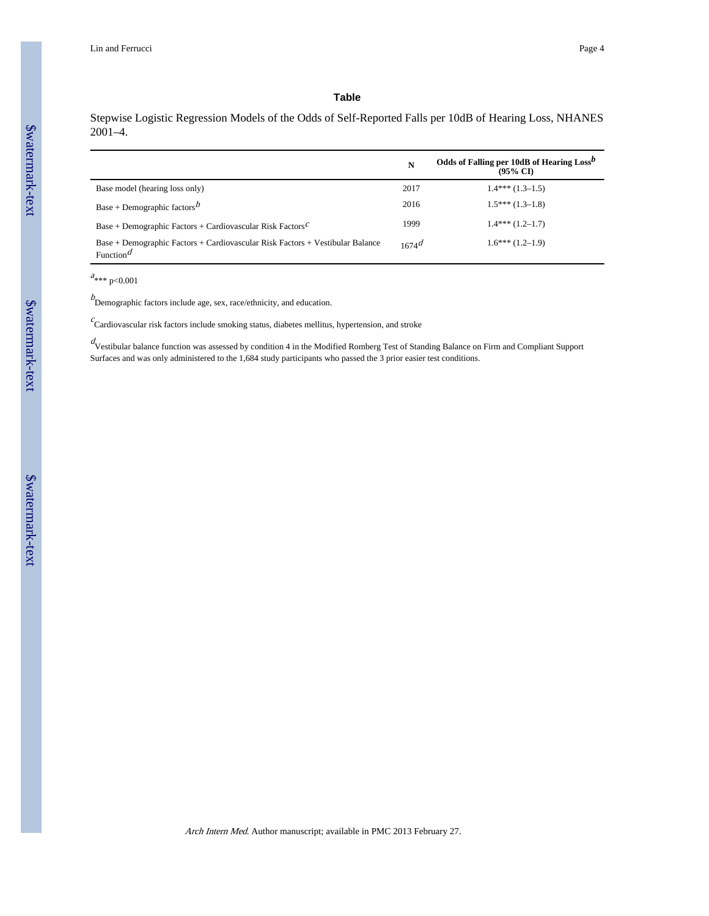## Table

Stepwise Logistic Regression Models of the Odds of Self-Reported Falls per 10dB of Hearing Loss, NHANES 2001–4.

| | N | Odds of Falling per 10dB of Hearing Loss[b] (95% CI) |
|---|---|---|
| Base model (hearing loss only) | 2017 | 1.4*** (1.3–1.5) |
| Base + Demographic factors[b] | 2016 | 1.5*** (1.3–1.8) |
| Base + Demographic Factors + Cardiovascular Risk Factors[c] | 1999 | 1.4*** (1.2–1.7) |
| Base + Demographic Factors + Cardiovascular Risk Factors + Vestibular Balance Function[d] | 1674[d] | 1.6*** (1.2–1.9) |

[a]*** p<0.001

[b]Demographic factors include age, sex, race/ethnicity, and education.

[c]Cardiovascular risk factors include smoking status, diabetes mellitus, hypertension, and stroke

[d]Vestibular balance function was assessed by condition 4 in the Modified Romberg Test of Standing Balance on Firm and Compliant Support Surfaces and was only administered to the 1,684 study participants who passed the 3 prior easier test conditions.